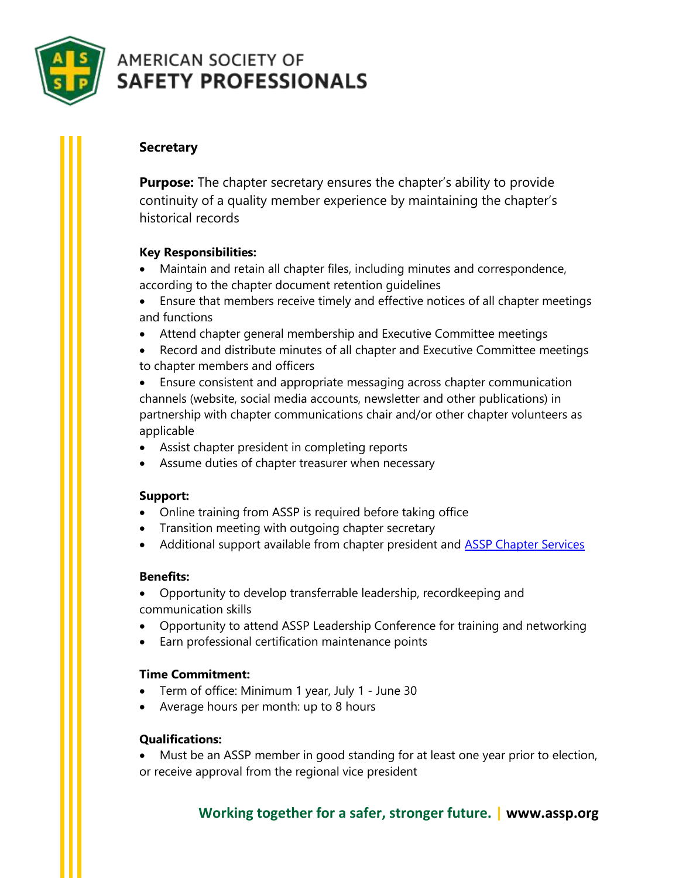AMERICAN SOCIETY OF
**SAFETY PROFESSIONALS**

## Secretary

**Purpose:** The chapter secretary ensures the chapter's ability to provide continuity of a quality member experience by maintaining the chapter's historical records

**Key Responsibilities:**

- Maintain and retain all chapter files, including minutes and correspondence, according to the chapter document retention guidelines
- Ensure that members receive timely and effective notices of all chapter meetings and functions
- Attend chapter general membership and Executive Committee meetings
- Record and distribute minutes of all chapter and Executive Committee meetings to chapter members and officers
- Ensure consistent and appropriate messaging across chapter communication channels (website, social media accounts, newsletter and other publications) in partnership with chapter communications chair and/or other chapter volunteers as applicable
- Assist chapter president in completing reports
- Assume duties of chapter treasurer when necessary

**Support:**

- Online training from ASSP is required before taking office
- Transition meeting with outgoing chapter secretary
- Additional support available from chapter president and ASSP Chapter Services

**Benefits:**

- Opportunity to develop transferrable leadership, recordkeeping and communication skills
- Opportunity to attend ASSP Leadership Conference for training and networking
- Earn professional certification maintenance points

**Time Commitment:**

- Term of office: Minimum 1 year, July 1 - June 30
- Average hours per month: up to 8 hours

**Qualifications:**

- Must be an ASSP member in good standing for at least one year prior to election, or receive approval from the regional vice president

**Working together for a safer, stronger future.** | **www.assp.org**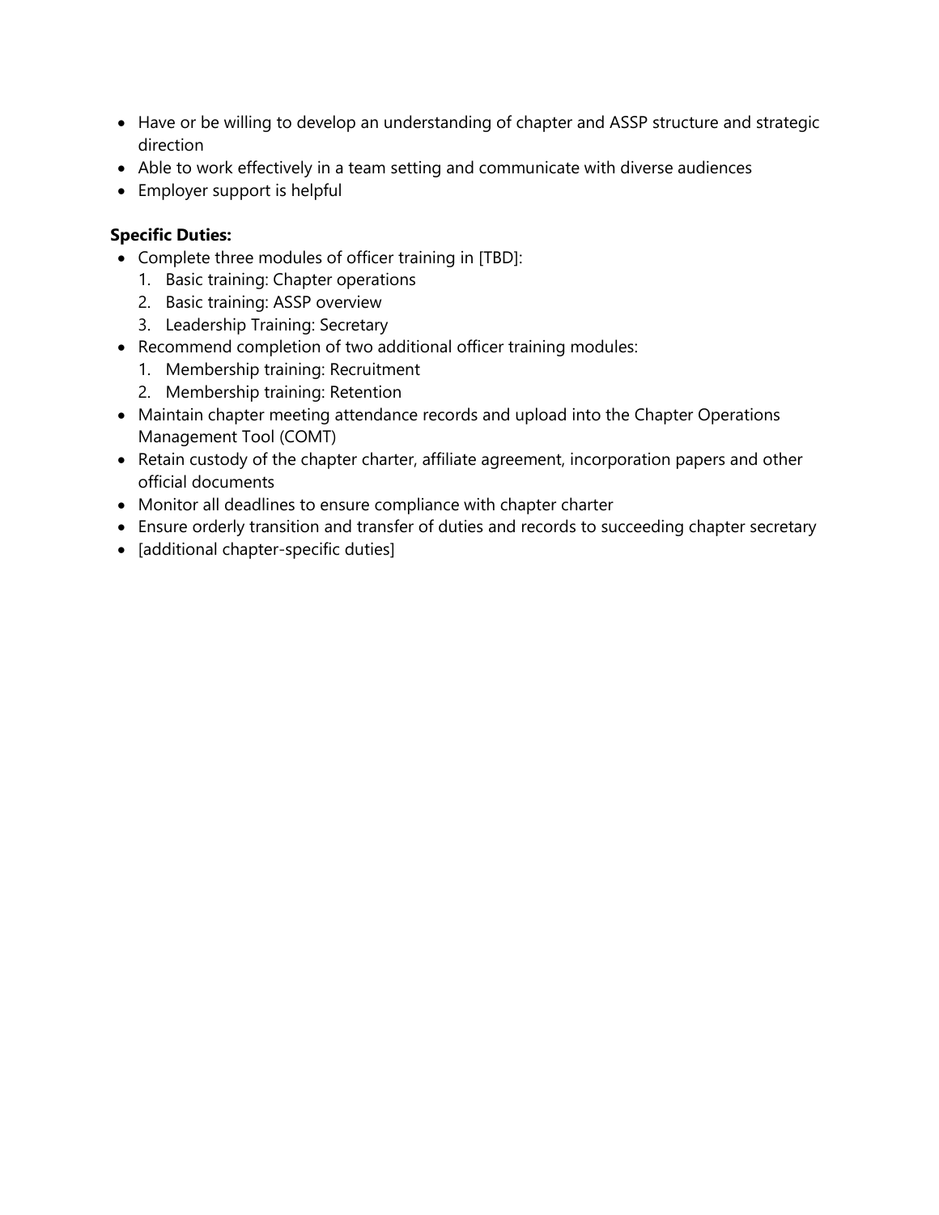- Have or be willing to develop an understanding of chapter and ASSP structure and strategic direction
- Able to work effectively in a team setting and communicate with diverse audiences
- Employer support is helpful

**Specific Duties:**

- Complete three modules of officer training in [TBD]:
  1. Basic training: Chapter operations
  2. Basic training: ASSP overview
  3. Leadership Training: Secretary
- Recommend completion of two additional officer training modules:
  1. Membership training: Recruitment
  2. Membership training: Retention
- Maintain chapter meeting attendance records and upload into the Chapter Operations Management Tool (COMT)
- Retain custody of the chapter charter, affiliate agreement, incorporation papers and other official documents
- Monitor all deadlines to ensure compliance with chapter charter
- Ensure orderly transition and transfer of duties and records to succeeding chapter secretary
- [additional chapter-specific duties]